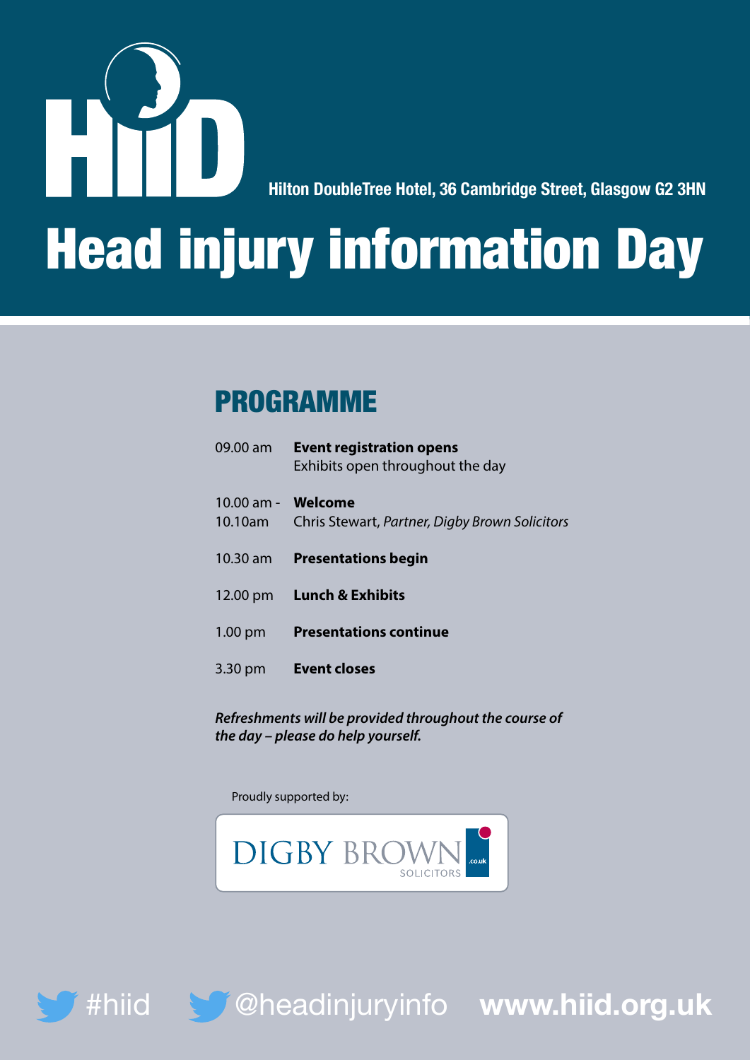HiiD

Hilton DoubleTree Hotel, 36 Cambridge Street, Glasgow G2 3HN

# Head injury information Day

## PROGRAMME

| | |
|---|---|
| 09.00 am | **Event registration opens**<br>Exhibits open throughout the day |
| 10.00 am - 10.10am | **Welcome**<br>Chris Stewart, *Partner, Digby Brown Solicitors* |
| 10.30 am | **Presentations begin** |
| 12.00 pm | **Lunch & Exhibits** |
| 1.00 pm | **Presentations continue** |
| 3.30 pm | **Event closes** |

***Refreshments will be provided throughout the course of the day – please do help yourself.***

Proudly supported by:

DIGBY BROWN SOLICITORS .co.uk

#hiid @headinjuryinfo **www.hiid.org.uk**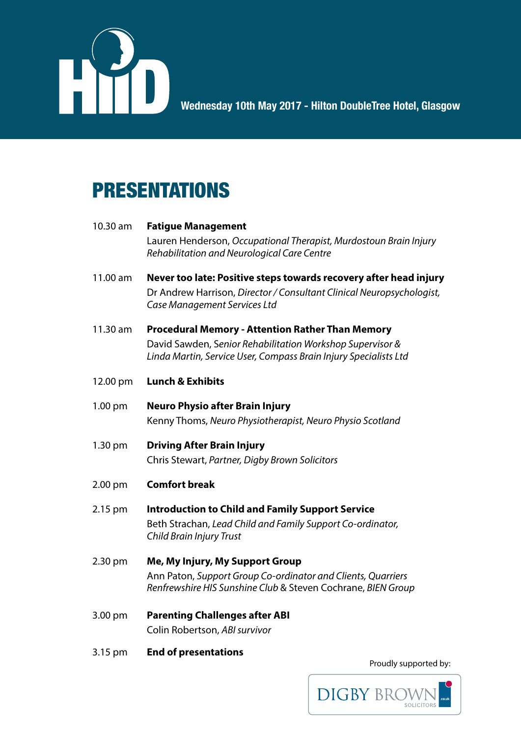**Wednesday 10th May 2017 - Hilton DoubleTree Hotel, Glasgow**

# PRESENTATIONS

10.30 am **Fatigue Management**
Lauren Henderson, *Occupational Therapist, Murdostoun Brain Injury Rehabilitation and Neurological Care Centre*

11.00 am **Never too late: Positive steps towards recovery after head injury**
Dr Andrew Harrison, *Director / Consultant Clinical Neuropsychologist, Case Management Services Ltd*

11.30 am **Procedural Memory - Attention Rather Than Memory**
David Sawden, *Senior Rehabilitation Workshop Supervisor & Linda Martin, Service User, Compass Brain Injury Specialists Ltd*

12.00 pm **Lunch & Exhibits**

1.00 pm **Neuro Physio after Brain Injury**
Kenny Thoms, *Neuro Physiotherapist, Neuro Physio Scotland*

1.30 pm **Driving After Brain Injury**
Chris Stewart, *Partner, Digby Brown Solicitors*

2.00 pm **Comfort break**

2.15 pm **Introduction to Child and Family Support Service**
Beth Strachan, *Lead Child and Family Support Co-ordinator, Child Brain Injury Trust*

2.30 pm **Me, My Injury, My Support Group**
Ann Paton, *Support Group Co-ordinator and Clients, Quarriers Renfrewshire HIS Sunshine Club* & Steven Cochrane, *BIEN Group*

3.00 pm **Parenting Challenges after ABI**
Colin Robertson, *ABI survivor*

3.15 pm **End of presentations**

Proudly supported by:

DIGBY BROWN SOLICITORS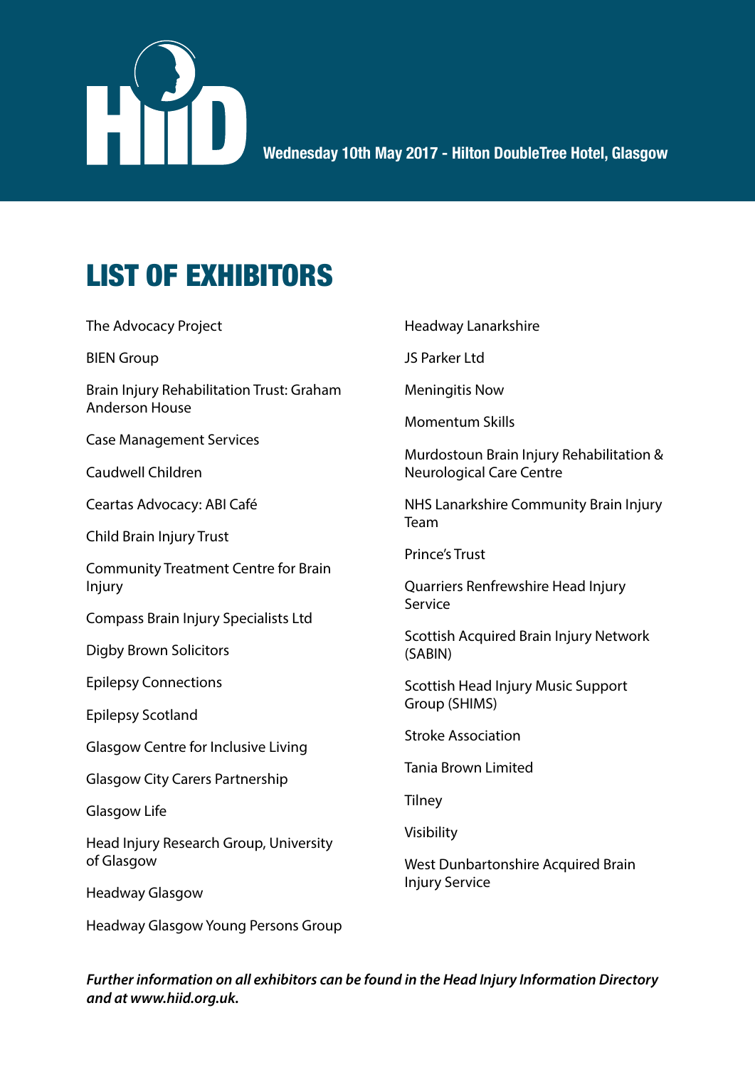Wednesday 10th May 2017 - Hilton DoubleTree Hotel, Glasgow

# LIST OF EXHIBITORS

The Advocacy Project

BIEN Group

Brain Injury Rehabilitation Trust: Graham Anderson House

Case Management Services

Caudwell Children

Ceartas Advocacy: ABI Café

Child Brain Injury Trust

Community Treatment Centre for Brain Injury

Compass Brain Injury Specialists Ltd

Digby Brown Solicitors

Epilepsy Connections

Epilepsy Scotland

Glasgow Centre for Inclusive Living

Glasgow City Carers Partnership

Glasgow Life

Head Injury Research Group, University of Glasgow

Headway Glasgow

Headway Glasgow Young Persons Group

Headway Lanarkshire

JS Parker Ltd

Meningitis Now

Momentum Skills

Murdostoun Brain Injury Rehabilitation & Neurological Care Centre

NHS Lanarkshire Community Brain Injury Team

Prince's Trust

Quarriers Renfrewshire Head Injury Service

Scottish Acquired Brain Injury Network (SABIN)

Scottish Head Injury Music Support Group (SHIMS)

Stroke Association

Tania Brown Limited

Tilney

Visibility

West Dunbartonshire Acquired Brain Injury Service

***Further information on all exhibitors can be found in the Head Injury Information Directory and at www.hiid.org.uk.***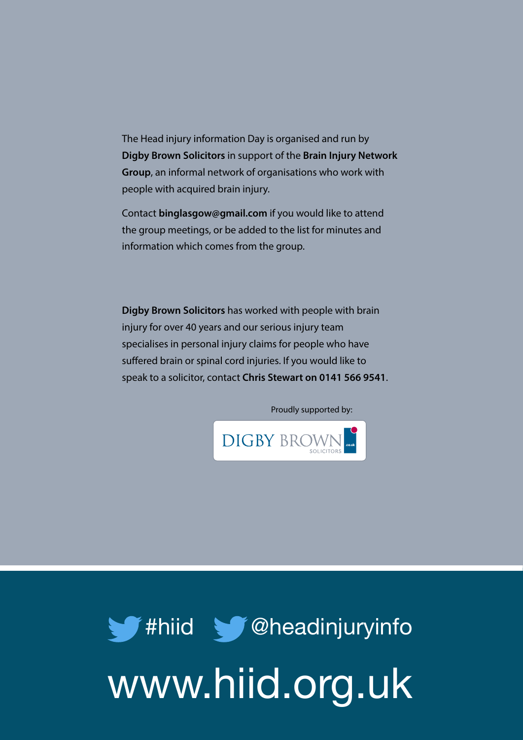The Head injury information Day is organised and run by **Digby Brown Solicitors** in support of the **Brain Injury Network Group**, an informal network of organisations who work with people with acquired brain injury.

Contact **binglasgow@gmail.com** if you would like to attend the group meetings, or be added to the list for minutes and information which comes from the group.

**Digby Brown Solicitors** has worked with people with brain injury for over 40 years and our serious injury team specialises in personal injury claims for people who have suffered brain or spinal cord injuries. If you would like to speak to a solicitor, contact **Chris Stewart on 0141 566 9541**.

Proudly supported by:

DIGBY BROWN SOLICITORS .co.uk

#hiid @headinjuryinfo

www.hiid.org.uk